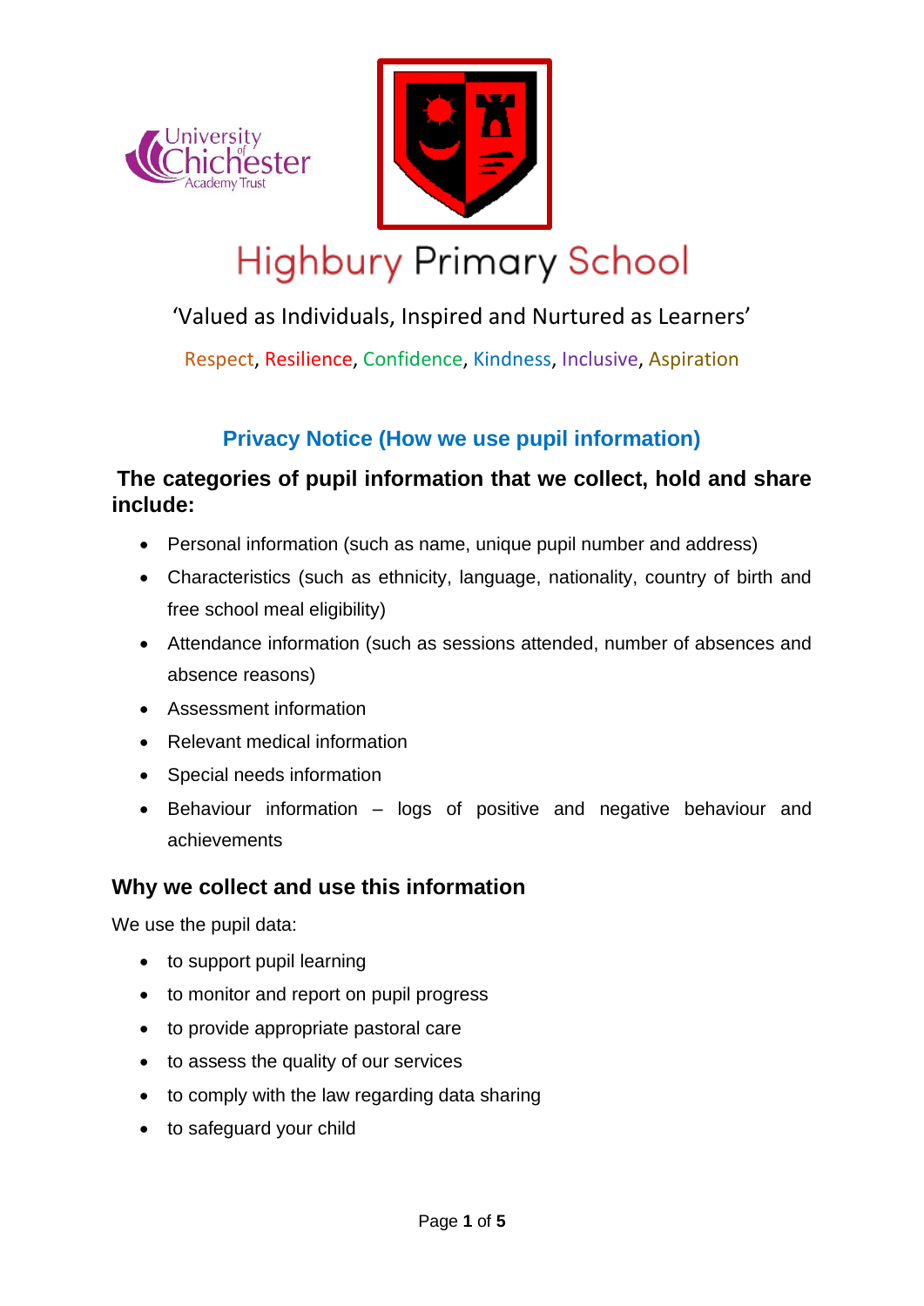# Highbury Primary School

'Valued as Individuals, Inspired and Nurtured as Learners'

Respect, Resilience, Confidence, Kindness, Inclusive, Aspiration

## Privacy Notice (How we use pupil information)

### The categories of pupil information that we collect, hold and share include:

- Personal information (such as name, unique pupil number and address)
- Characteristics (such as ethnicity, language, nationality, country of birth and free school meal eligibility)
- Attendance information (such as sessions attended, number of absences and absence reasons)
- Assessment information
- Relevant medical information
- Special needs information
- Behaviour information – logs of positive and negative behaviour and achievements

### Why we collect and use this information

We use the pupil data:

- to support pupil learning
- to monitor and report on pupil progress
- to provide appropriate pastoral care
- to assess the quality of our services
- to comply with the law regarding data sharing
- to safeguard your child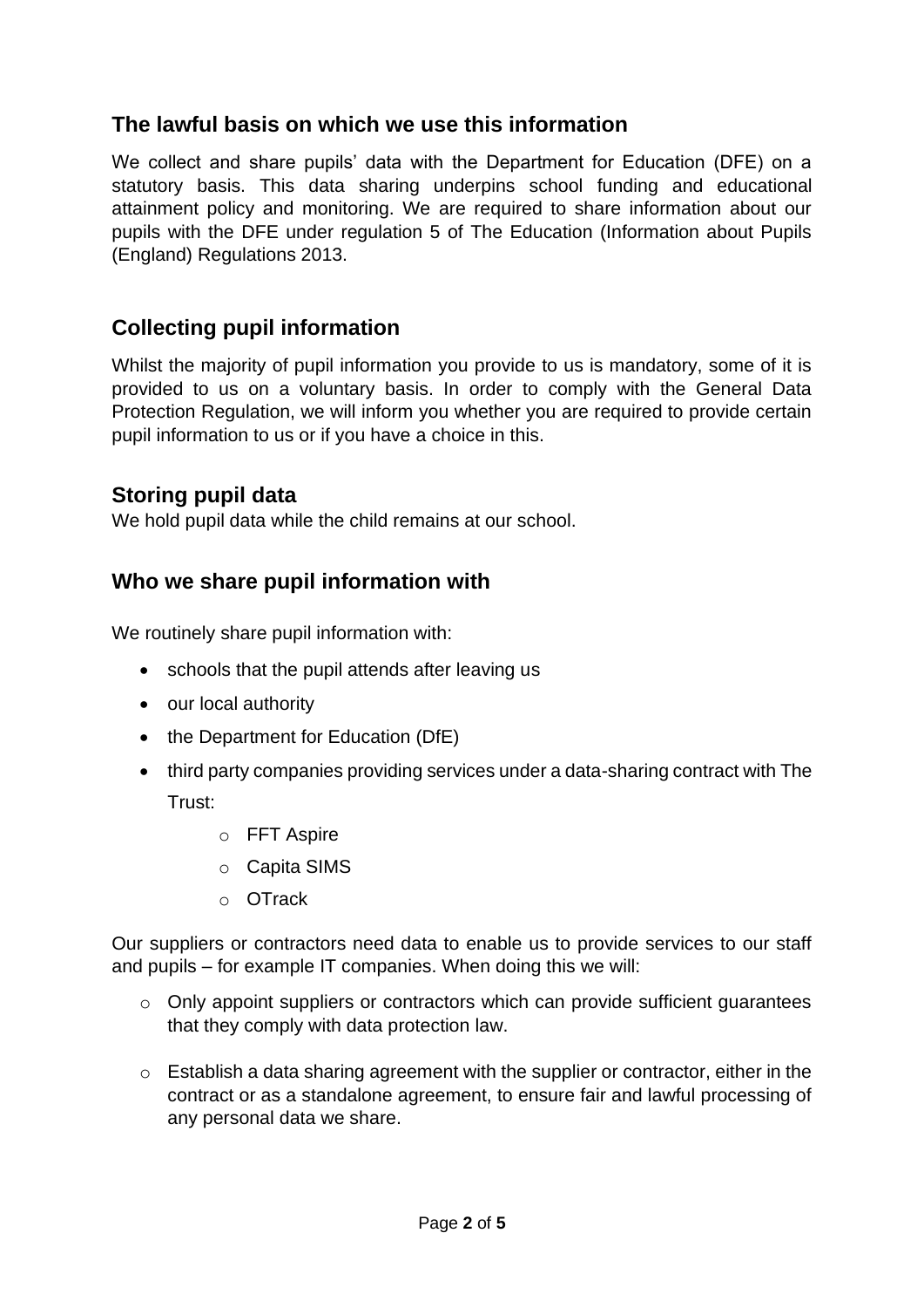## The lawful basis on which we use this information

We collect and share pupils' data with the Department for Education (DFE) on a statutory basis. This data sharing underpins school funding and educational attainment policy and monitoring. We are required to share information about our pupils with the DFE under regulation 5 of The Education (Information about Pupils (England) Regulations 2013.

## Collecting pupil information

Whilst the majority of pupil information you provide to us is mandatory, some of it is provided to us on a voluntary basis. In order to comply with the General Data Protection Regulation, we will inform you whether you are required to provide certain pupil information to us or if you have a choice in this.

## Storing pupil data

We hold pupil data while the child remains at our school.

## Who we share pupil information with

We routinely share pupil information with:

- schools that the pupil attends after leaving us
- our local authority
- the Department for Education (DfE)
- third party companies providing services under a data-sharing contract with The Trust:
  - FFT Aspire
  - Capita SIMS
  - OTrack

Our suppliers or contractors need data to enable us to provide services to our staff and pupils – for example IT companies. When doing this we will:

- Only appoint suppliers or contractors which can provide sufficient guarantees that they comply with data protection law.
- Establish a data sharing agreement with the supplier or contractor, either in the contract or as a standalone agreement, to ensure fair and lawful processing of any personal data we share.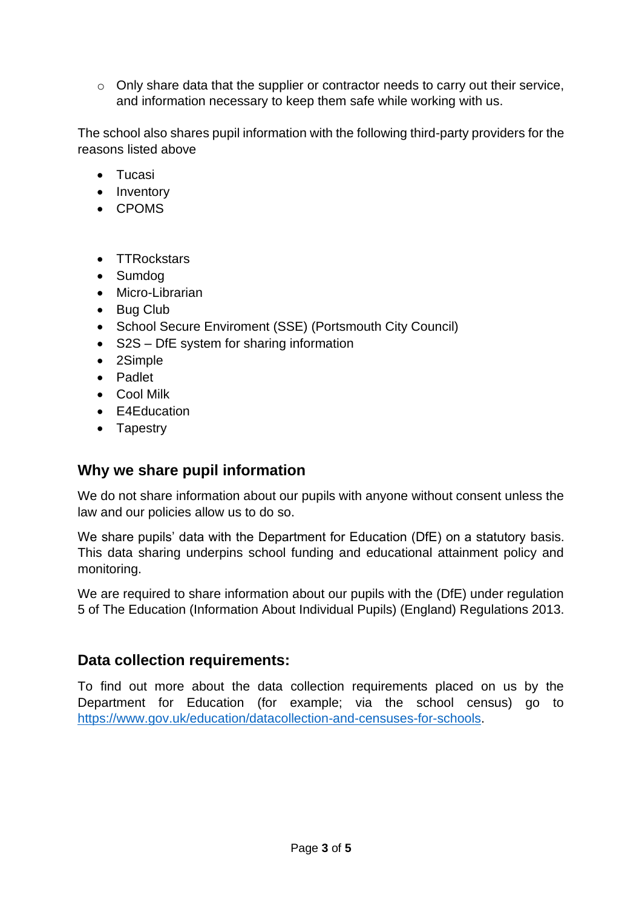- Only share data that the supplier or contractor needs to carry out their service, and information necessary to keep them safe while working with us.

The school also shares pupil information with the following third-party providers for the reasons listed above

- Tucasi
- Inventory
- CPOMS

- TTRockstars
- Sumdog
- Micro-Librarian
- Bug Club
- School Secure Enviroment (SSE) (Portsmouth City Council)
- S2S – DfE system for sharing information
- 2Simple
- Padlet
- Cool Milk
- E4Education
- Tapestry

## Why we share pupil information

We do not share information about our pupils with anyone without consent unless the law and our policies allow us to do so.

We share pupils' data with the Department for Education (DfE) on a statutory basis. This data sharing underpins school funding and educational attainment policy and monitoring.

We are required to share information about our pupils with the (DfE) under regulation 5 of The Education (Information About Individual Pupils) (England) Regulations 2013.

## Data collection requirements:

To find out more about the data collection requirements placed on us by the Department for Education (for example; via the school census) go to https://www.gov.uk/education/datacollection-and-censuses-for-schools.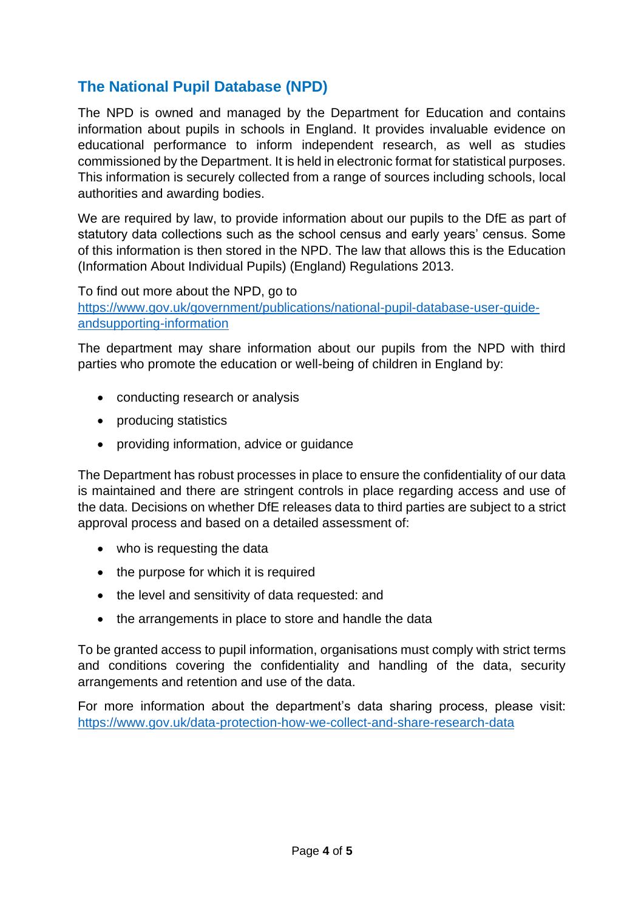## The National Pupil Database (NPD)

The NPD is owned and managed by the Department for Education and contains information about pupils in schools in England. It provides invaluable evidence on educational performance to inform independent research, as well as studies commissioned by the Department. It is held in electronic format for statistical purposes. This information is securely collected from a range of sources including schools, local authorities and awarding bodies.

We are required by law, to provide information about our pupils to the DfE as part of statutory data collections such as the school census and early years' census. Some of this information is then stored in the NPD. The law that allows this is the Education (Information About Individual Pupils) (England) Regulations 2013.

To find out more about the NPD, go to [https://www.gov.uk/government/publications/national-pupil-database-user-guide-andsupporting-information](https://www.gov.uk/government/publications/national-pupil-database-user-guide-andsupporting-information)

The department may share information about our pupils from the NPD with third parties who promote the education or well-being of children in England by:

- conducting research or analysis
- producing statistics
- providing information, advice or guidance

The Department has robust processes in place to ensure the confidentiality of our data is maintained and there are stringent controls in place regarding access and use of the data. Decisions on whether DfE releases data to third parties are subject to a strict approval process and based on a detailed assessment of:

- who is requesting the data
- the purpose for which it is required
- the level and sensitivity of data requested: and
- the arrangements in place to store and handle the data

To be granted access to pupil information, organisations must comply with strict terms and conditions covering the confidentiality and handling of the data, security arrangements and retention and use of the data.

For more information about the department's data sharing process, please visit: [https://www.gov.uk/data-protection-how-we-collect-and-share-research-data](https://www.gov.uk/data-protection-how-we-collect-and-share-research-data)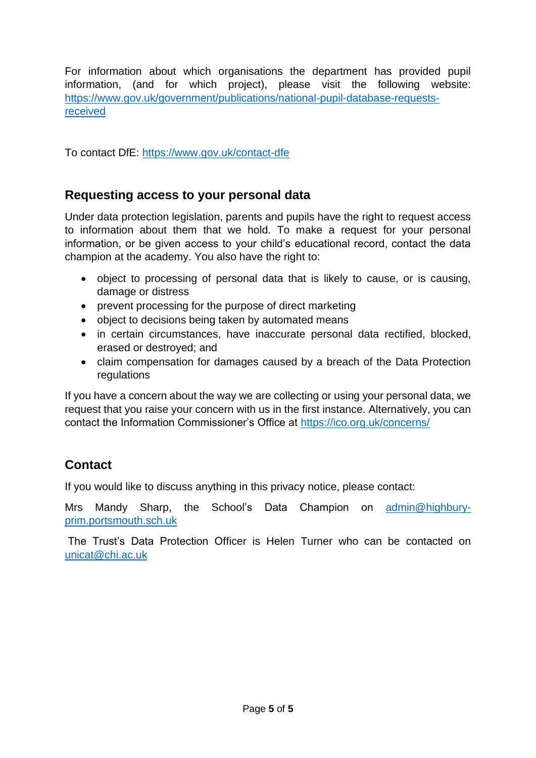For information about which organisations the department has provided pupil information, (and for which project), please visit the following website: https://www.gov.uk/government/publications/national-pupil-database-requests-received

To contact DfE: https://www.gov.uk/contact-dfe

## Requesting access to your personal data

Under data protection legislation, parents and pupils have the right to request access to information about them that we hold. To make a request for your personal information, or be given access to your child's educational record, contact the data champion at the academy. You also have the right to:

- object to processing of personal data that is likely to cause, or is causing, damage or distress
- prevent processing for the purpose of direct marketing
- object to decisions being taken by automated means
- in certain circumstances, have inaccurate personal data rectified, blocked, erased or destroyed; and
- claim compensation for damages caused by a breach of the Data Protection regulations

If you have a concern about the way we are collecting or using your personal data, we request that you raise your concern with us in the first instance. Alternatively, you can contact the Information Commissioner's Office at https://ico.org.uk/concerns/

## Contact

If you would like to discuss anything in this privacy notice, please contact:

Mrs Mandy Sharp, the School's Data Champion on admin@highbury-prim.portsmouth.sch.uk

The Trust's Data Protection Officer is Helen Turner who can be contacted on unicat@chi.ac.uk